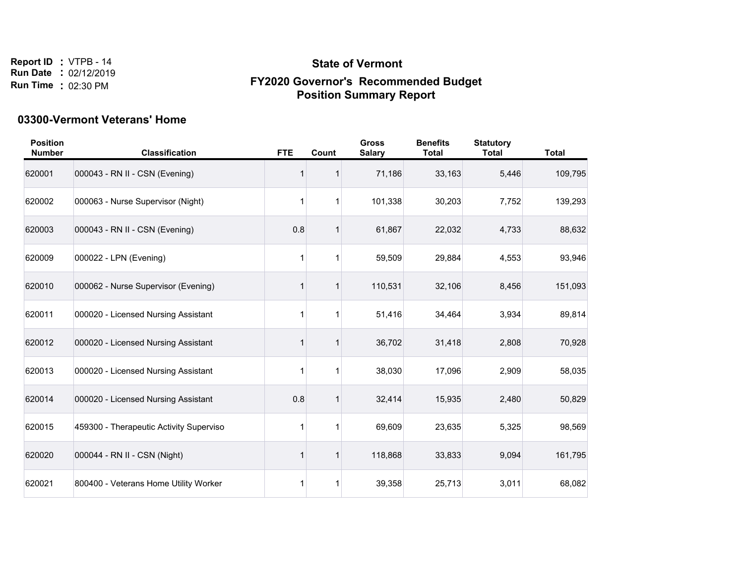Report ID : VTPB - 14
Run Date : 02/12/2019
Run Time : 02:30 PM

# State of Vermont

## FY2020 Governor's Recommended Budget
## Position Summary Report

### 03300-Vermont Veterans' Home

| Position Number | Classification | FTE | Count | Gross Salary | Benefits Total | Statutory Total | Total |
|---|---|---|---|---|---|---|---|
| 620001 | 000043 - RN II - CSN (Evening) | 1 | 1 | 71,186 | 33,163 | 5,446 | 109,795 |
| 620002 | 000063 - Nurse Supervisor (Night) | 1 | 1 | 101,338 | 30,203 | 7,752 | 139,293 |
| 620003 | 000043 - RN II - CSN (Evening) | 0.8 | 1 | 61,867 | 22,032 | 4,733 | 88,632 |
| 620009 | 000022 - LPN (Evening) | 1 | 1 | 59,509 | 29,884 | 4,553 | 93,946 |
| 620010 | 000062 - Nurse Supervisor (Evening) | 1 | 1 | 110,531 | 32,106 | 8,456 | 151,093 |
| 620011 | 000020 - Licensed Nursing Assistant | 1 | 1 | 51,416 | 34,464 | 3,934 | 89,814 |
| 620012 | 000020 - Licensed Nursing Assistant | 1 | 1 | 36,702 | 31,418 | 2,808 | 70,928 |
| 620013 | 000020 - Licensed Nursing Assistant | 1 | 1 | 38,030 | 17,096 | 2,909 | 58,035 |
| 620014 | 000020 - Licensed Nursing Assistant | 0.8 | 1 | 32,414 | 15,935 | 2,480 | 50,829 |
| 620015 | 459300 - Therapeutic Activity Superviso | 1 | 1 | 69,609 | 23,635 | 5,325 | 98,569 |
| 620020 | 000044 - RN II - CSN (Night) | 1 | 1 | 118,868 | 33,833 | 9,094 | 161,795 |
| 620021 | 800400 - Veterans Home Utility Worker | 1 | 1 | 39,358 | 25,713 | 3,011 | 68,082 |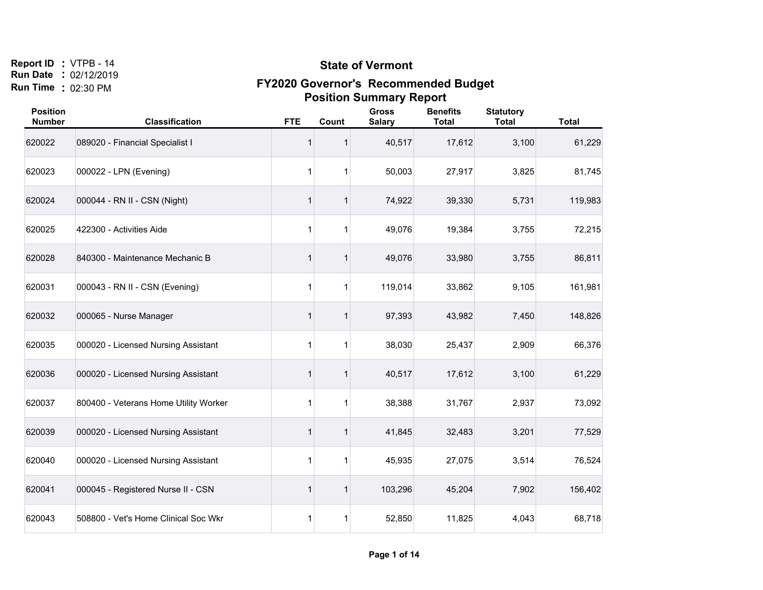Report ID : VTPB - 14
Run Date : 02/12/2019
Run Time : 02:30 PM

# State of Vermont

## FY2020 Governor's Recommended Budget
## Position Summary Report

| Position Number | Classification | FTE | Count | Gross Salary | Benefits Total | Statutory Total | Total |
|---|---|---|---|---|---|---|---|
| 620022 | 089020 - Financial Specialist I | 1 | 1 | 40,517 | 17,612 | 3,100 | 61,229 |
| 620023 | 000022 - LPN (Evening) | 1 | 1 | 50,003 | 27,917 | 3,825 | 81,745 |
| 620024 | 000044 - RN II - CSN (Night) | 1 | 1 | 74,922 | 39,330 | 5,731 | 119,983 |
| 620025 | 422300 - Activities Aide | 1 | 1 | 49,076 | 19,384 | 3,755 | 72,215 |
| 620028 | 840300 - Maintenance Mechanic B | 1 | 1 | 49,076 | 33,980 | 3,755 | 86,811 |
| 620031 | 000043 - RN II - CSN (Evening) | 1 | 1 | 119,014 | 33,862 | 9,105 | 161,981 |
| 620032 | 000065 - Nurse Manager | 1 | 1 | 97,393 | 43,982 | 7,450 | 148,826 |
| 620035 | 000020 - Licensed Nursing Assistant | 1 | 1 | 38,030 | 25,437 | 2,909 | 66,376 |
| 620036 | 000020 - Licensed Nursing Assistant | 1 | 1 | 40,517 | 17,612 | 3,100 | 61,229 |
| 620037 | 800400 - Veterans Home Utility Worker | 1 | 1 | 38,388 | 31,767 | 2,937 | 73,092 |
| 620039 | 000020 - Licensed Nursing Assistant | 1 | 1 | 41,845 | 32,483 | 3,201 | 77,529 |
| 620040 | 000020 - Licensed Nursing Assistant | 1 | 1 | 45,935 | 27,075 | 3,514 | 76,524 |
| 620041 | 000045 - Registered Nurse II - CSN | 1 | 1 | 103,296 | 45,204 | 7,902 | 156,402 |
| 620043 | 508800 - Vet's Home Clinical Soc Wkr | 1 | 1 | 52,850 | 11,825 | 4,043 | 68,718 |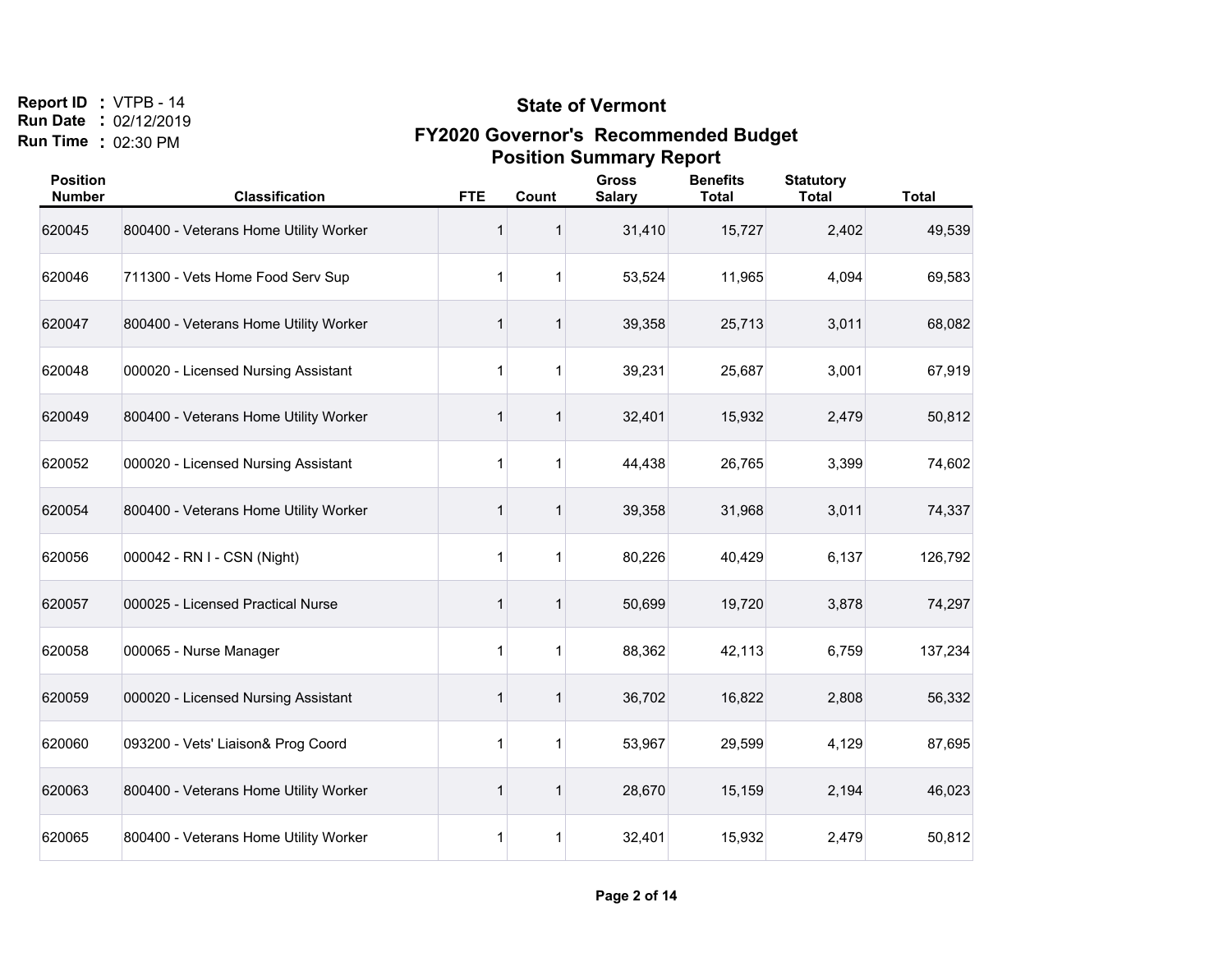Report ID : VTPB - 14
Run Date : 02/12/2019
Run Time : 02:30 PM

# State of Vermont

## FY2020 Governor's Recommended Budget

## Position Summary Report

| Position Number | Classification | FTE | Count | Gross Salary | Benefits Total | Statutory Total | Total |
|---|---|---|---|---|---|---|---|
| 620045 | 800400 - Veterans Home Utility Worker | 1 | 1 | 31,410 | 15,727 | 2,402 | 49,539 |
| 620046 | 711300 - Vets Home Food Serv Sup | 1 | 1 | 53,524 | 11,965 | 4,094 | 69,583 |
| 620047 | 800400 - Veterans Home Utility Worker | 1 | 1 | 39,358 | 25,713 | 3,011 | 68,082 |
| 620048 | 000020 - Licensed Nursing Assistant | 1 | 1 | 39,231 | 25,687 | 3,001 | 67,919 |
| 620049 | 800400 - Veterans Home Utility Worker | 1 | 1 | 32,401 | 15,932 | 2,479 | 50,812 |
| 620052 | 000020 - Licensed Nursing Assistant | 1 | 1 | 44,438 | 26,765 | 3,399 | 74,602 |
| 620054 | 800400 - Veterans Home Utility Worker | 1 | 1 | 39,358 | 31,968 | 3,011 | 74,337 |
| 620056 | 000042 - RN I - CSN (Night) | 1 | 1 | 80,226 | 40,429 | 6,137 | 126,792 |
| 620057 | 000025 - Licensed Practical Nurse | 1 | 1 | 50,699 | 19,720 | 3,878 | 74,297 |
| 620058 | 000065 - Nurse Manager | 1 | 1 | 88,362 | 42,113 | 6,759 | 137,234 |
| 620059 | 000020 - Licensed Nursing Assistant | 1 | 1 | 36,702 | 16,822 | 2,808 | 56,332 |
| 620060 | 093200 - Vets' Liaison& Prog Coord | 1 | 1 | 53,967 | 29,599 | 4,129 | 87,695 |
| 620063 | 800400 - Veterans Home Utility Worker | 1 | 1 | 28,670 | 15,159 | 2,194 | 46,023 |
| 620065 | 800400 - Veterans Home Utility Worker | 1 | 1 | 32,401 | 15,932 | 2,479 | 50,812 |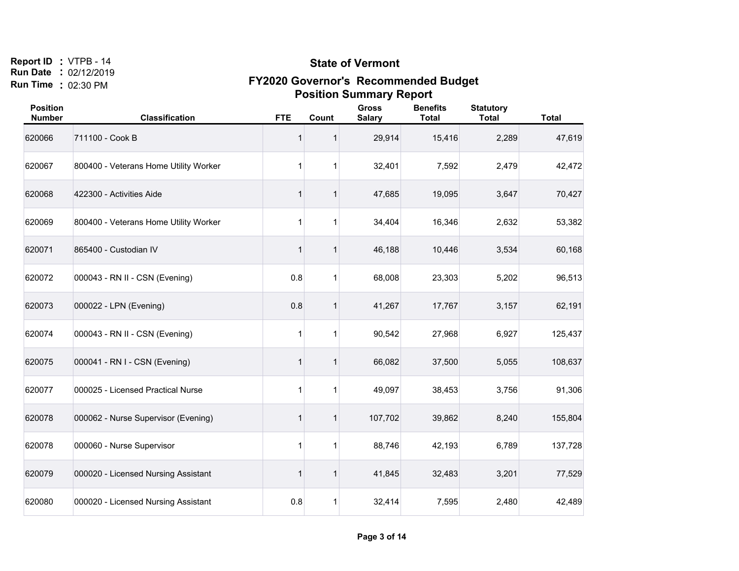Report ID : VTPB - 14
Run Date : 02/12/2019
Run Time : 02:30 PM

# State of Vermont

## FY2020 Governor's Recommended Budget
## Position Summary Report

| Position Number | Classification | FTE | Count | Gross Salary | Benefits Total | Statutory Total | Total |
|---|---|---|---|---|---|---|---|
| 620066 | 711100 - Cook B | 1 | 1 | 29,914 | 15,416 | 2,289 | 47,619 |
| 620067 | 800400 - Veterans Home Utility Worker | 1 | 1 | 32,401 | 7,592 | 2,479 | 42,472 |
| 620068 | 422300 - Activities Aide | 1 | 1 | 47,685 | 19,095 | 3,647 | 70,427 |
| 620069 | 800400 - Veterans Home Utility Worker | 1 | 1 | 34,404 | 16,346 | 2,632 | 53,382 |
| 620071 | 865400 - Custodian IV | 1 | 1 | 46,188 | 10,446 | 3,534 | 60,168 |
| 620072 | 000043 - RN II - CSN (Evening) | 0.8 | 1 | 68,008 | 23,303 | 5,202 | 96,513 |
| 620073 | 000022 - LPN (Evening) | 0.8 | 1 | 41,267 | 17,767 | 3,157 | 62,191 |
| 620074 | 000043 - RN II - CSN (Evening) | 1 | 1 | 90,542 | 27,968 | 6,927 | 125,437 |
| 620075 | 000041 - RN I - CSN (Evening) | 1 | 1 | 66,082 | 37,500 | 5,055 | 108,637 |
| 620077 | 000025 - Licensed Practical Nurse | 1 | 1 | 49,097 | 38,453 | 3,756 | 91,306 |
| 620078 | 000062 - Nurse Supervisor (Evening) | 1 | 1 | 107,702 | 39,862 | 8,240 | 155,804 |
| 620078 | 000060 - Nurse Supervisor | 1 | 1 | 88,746 | 42,193 | 6,789 | 137,728 |
| 620079 | 000020 - Licensed Nursing Assistant | 1 | 1 | 41,845 | 32,483 | 3,201 | 77,529 |
| 620080 | 000020 - Licensed Nursing Assistant | 0.8 | 1 | 32,414 | 7,595 | 2,480 | 42,489 |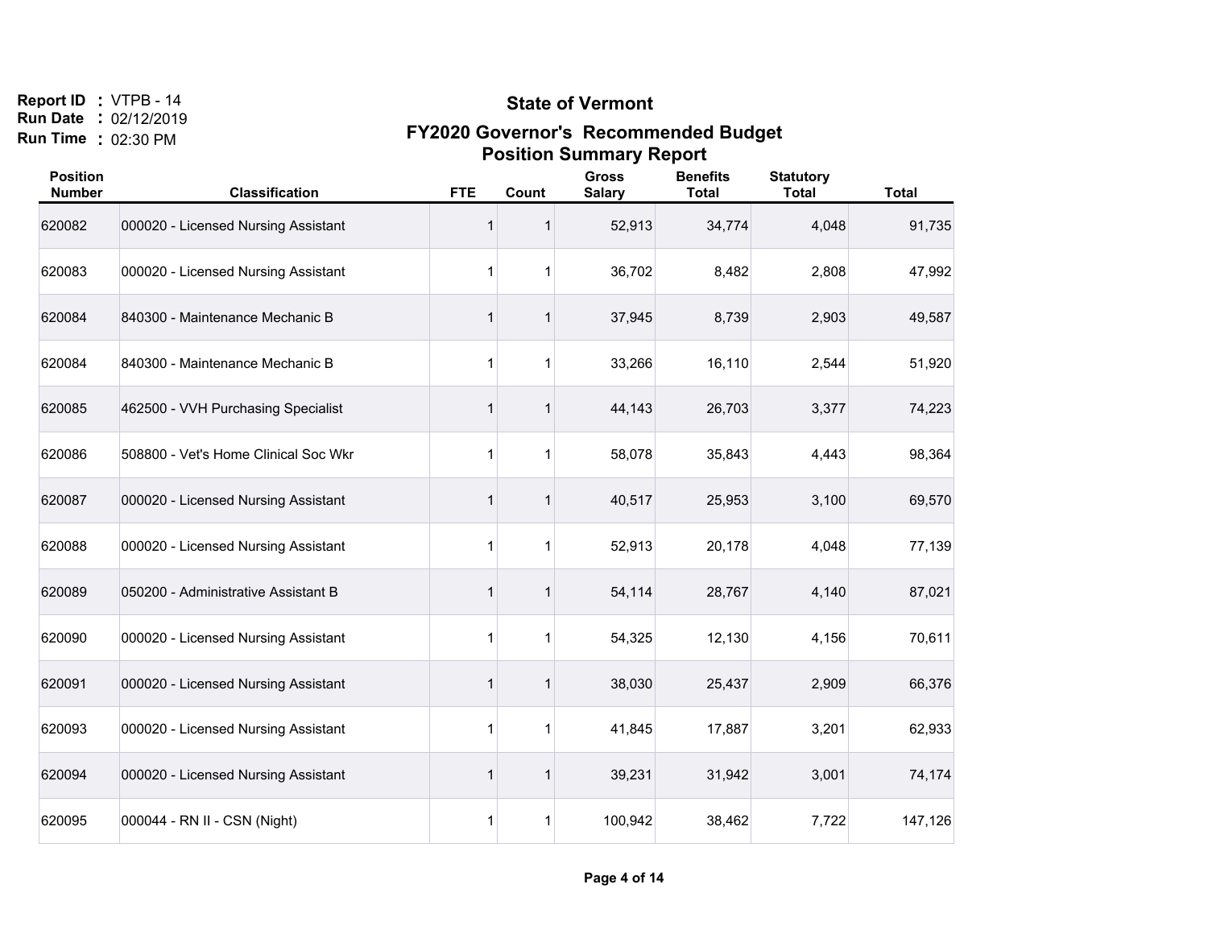Report ID : VTPB - 14
Run Date : 02/12/2019
Run Time : 02:30 PM

# State of Vermont

## FY2020 Governor's Recommended Budget

## Position Summary Report

| Position Number | Classification | FTE | Count | Gross Salary | Benefits Total | Statutory Total | Total |
|---|---|---|---|---|---|---|---|
| 620082 | 000020 - Licensed Nursing Assistant | 1 | 1 | 52,913 | 34,774 | 4,048 | 91,735 |
| 620083 | 000020 - Licensed Nursing Assistant | 1 | 1 | 36,702 | 8,482 | 2,808 | 47,992 |
| 620084 | 840300 - Maintenance Mechanic B | 1 | 1 | 37,945 | 8,739 | 2,903 | 49,587 |
| 620084 | 840300 - Maintenance Mechanic B | 1 | 1 | 33,266 | 16,110 | 2,544 | 51,920 |
| 620085 | 462500 - VVH Purchasing Specialist | 1 | 1 | 44,143 | 26,703 | 3,377 | 74,223 |
| 620086 | 508800 - Vet's Home Clinical Soc Wkr | 1 | 1 | 58,078 | 35,843 | 4,443 | 98,364 |
| 620087 | 000020 - Licensed Nursing Assistant | 1 | 1 | 40,517 | 25,953 | 3,100 | 69,570 |
| 620088 | 000020 - Licensed Nursing Assistant | 1 | 1 | 52,913 | 20,178 | 4,048 | 77,139 |
| 620089 | 050200 - Administrative Assistant B | 1 | 1 | 54,114 | 28,767 | 4,140 | 87,021 |
| 620090 | 000020 - Licensed Nursing Assistant | 1 | 1 | 54,325 | 12,130 | 4,156 | 70,611 |
| 620091 | 000020 - Licensed Nursing Assistant | 1 | 1 | 38,030 | 25,437 | 2,909 | 66,376 |
| 620093 | 000020 - Licensed Nursing Assistant | 1 | 1 | 41,845 | 17,887 | 3,201 | 62,933 |
| 620094 | 000020 - Licensed Nursing Assistant | 1 | 1 | 39,231 | 31,942 | 3,001 | 74,174 |
| 620095 | 000044 - RN II - CSN (Night) | 1 | 1 | 100,942 | 38,462 | 7,722 | 147,126 |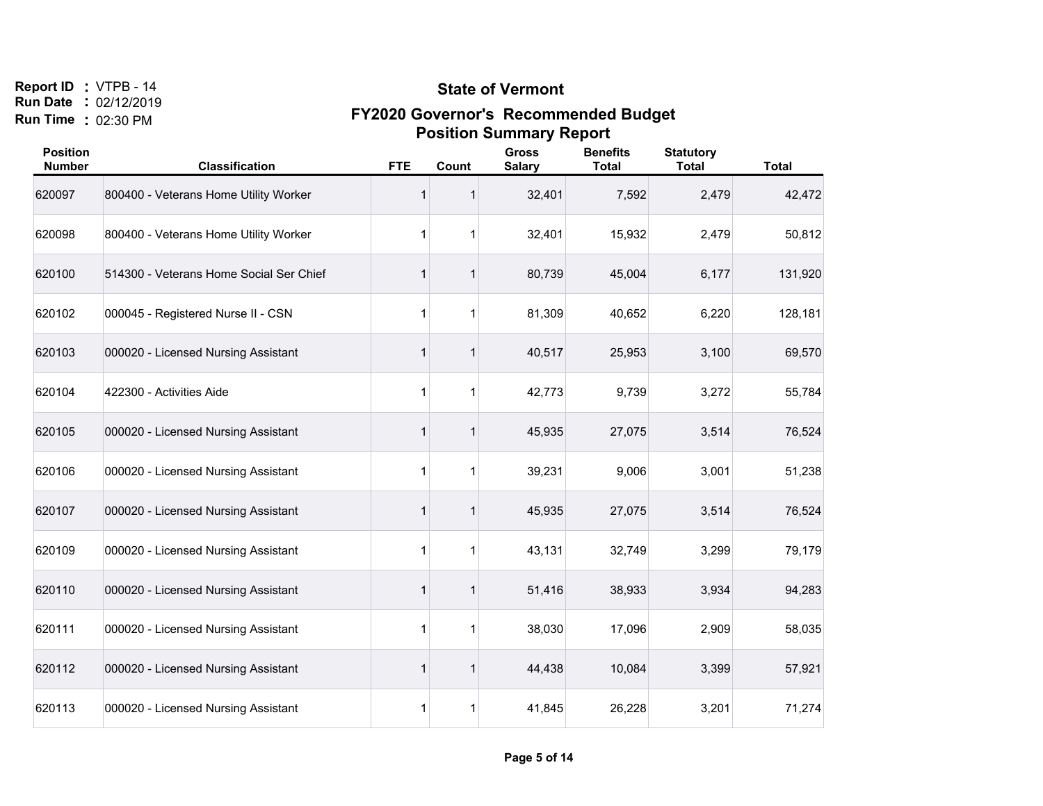**Report ID :** VTPB - 14
**Run Date :** 02/12/2019
**Run Time :** 02:30 PM

# State of Vermont

## FY2020 Governor's Recommended Budget
## Position Summary Report

| Position Number | Classification | FTE | Count | Gross Salary | Benefits Total | Statutory Total | Total |
|---|---|---|---|---|---|---|---|
| 620097 | 800400 - Veterans Home Utility Worker | 1 | 1 | 32,401 | 7,592 | 2,479 | 42,472 |
| 620098 | 800400 - Veterans Home Utility Worker | 1 | 1 | 32,401 | 15,932 | 2,479 | 50,812 |
| 620100 | 514300 - Veterans Home Social Ser Chief | 1 | 1 | 80,739 | 45,004 | 6,177 | 131,920 |
| 620102 | 000045 - Registered Nurse II - CSN | 1 | 1 | 81,309 | 40,652 | 6,220 | 128,181 |
| 620103 | 000020 - Licensed Nursing Assistant | 1 | 1 | 40,517 | 25,953 | 3,100 | 69,570 |
| 620104 | 422300 - Activities Aide | 1 | 1 | 42,773 | 9,739 | 3,272 | 55,784 |
| 620105 | 000020 - Licensed Nursing Assistant | 1 | 1 | 45,935 | 27,075 | 3,514 | 76,524 |
| 620106 | 000020 - Licensed Nursing Assistant | 1 | 1 | 39,231 | 9,006 | 3,001 | 51,238 |
| 620107 | 000020 - Licensed Nursing Assistant | 1 | 1 | 45,935 | 27,075 | 3,514 | 76,524 |
| 620109 | 000020 - Licensed Nursing Assistant | 1 | 1 | 43,131 | 32,749 | 3,299 | 79,179 |
| 620110 | 000020 - Licensed Nursing Assistant | 1 | 1 | 51,416 | 38,933 | 3,934 | 94,283 |
| 620111 | 000020 - Licensed Nursing Assistant | 1 | 1 | 38,030 | 17,096 | 2,909 | 58,035 |
| 620112 | 000020 - Licensed Nursing Assistant | 1 | 1 | 44,438 | 10,084 | 3,399 | 57,921 |
| 620113 | 000020 - Licensed Nursing Assistant | 1 | 1 | 41,845 | 26,228 | 3,201 | 71,274 |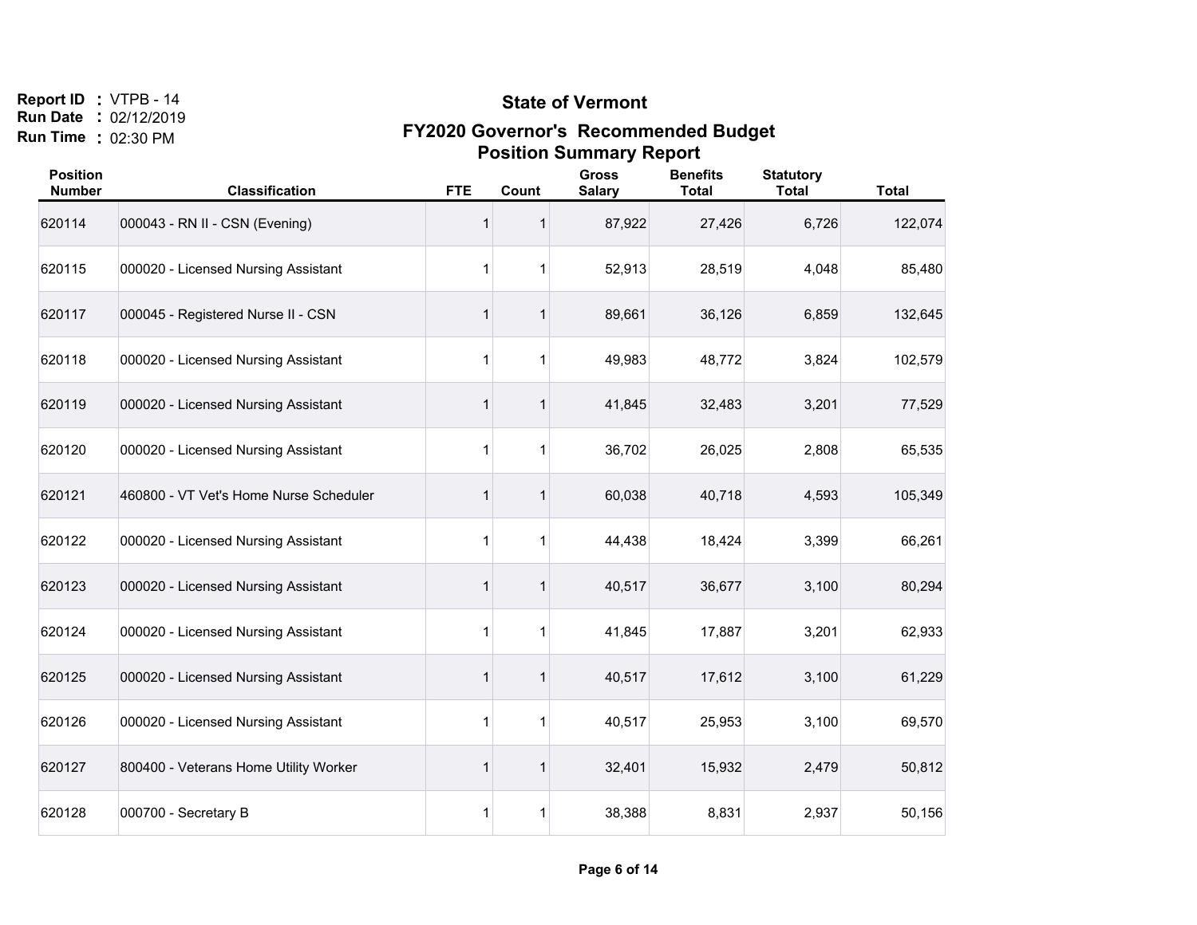Report ID : VTPB - 14
Run Date : 02/12/2019
Run Time : 02:30 PM

# State of Vermont

## FY2020 Governor's Recommended Budget

## Position Summary Report

| Position Number | Classification | FTE | Count | Gross Salary | Benefits Total | Statutory Total | Total |
|---|---|---|---|---|---|---|---|
| 620114 | 000043 - RN II - CSN (Evening) | 1 | 1 | 87,922 | 27,426 | 6,726 | 122,074 |
| 620115 | 000020 - Licensed Nursing Assistant | 1 | 1 | 52,913 | 28,519 | 4,048 | 85,480 |
| 620117 | 000045 - Registered Nurse II - CSN | 1 | 1 | 89,661 | 36,126 | 6,859 | 132,645 |
| 620118 | 000020 - Licensed Nursing Assistant | 1 | 1 | 49,983 | 48,772 | 3,824 | 102,579 |
| 620119 | 000020 - Licensed Nursing Assistant | 1 | 1 | 41,845 | 32,483 | 3,201 | 77,529 |
| 620120 | 000020 - Licensed Nursing Assistant | 1 | 1 | 36,702 | 26,025 | 2,808 | 65,535 |
| 620121 | 460800 - VT Vet's Home Nurse Scheduler | 1 | 1 | 60,038 | 40,718 | 4,593 | 105,349 |
| 620122 | 000020 - Licensed Nursing Assistant | 1 | 1 | 44,438 | 18,424 | 3,399 | 66,261 |
| 620123 | 000020 - Licensed Nursing Assistant | 1 | 1 | 40,517 | 36,677 | 3,100 | 80,294 |
| 620124 | 000020 - Licensed Nursing Assistant | 1 | 1 | 41,845 | 17,887 | 3,201 | 62,933 |
| 620125 | 000020 - Licensed Nursing Assistant | 1 | 1 | 40,517 | 17,612 | 3,100 | 61,229 |
| 620126 | 000020 - Licensed Nursing Assistant | 1 | 1 | 40,517 | 25,953 | 3,100 | 69,570 |
| 620127 | 800400 - Veterans Home Utility Worker | 1 | 1 | 32,401 | 15,932 | 2,479 | 50,812 |
| 620128 | 000700 - Secretary B | 1 | 1 | 38,388 | 8,831 | 2,937 | 50,156 |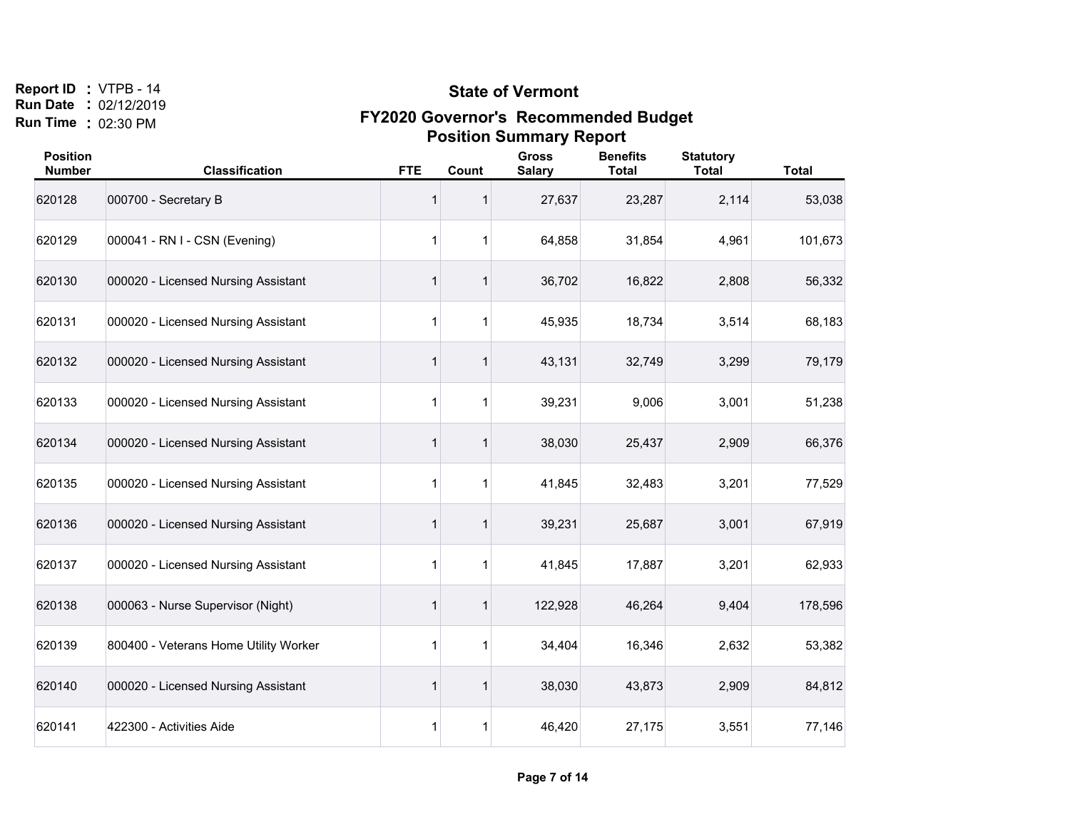Report ID : VTPB - 14
Run Date : 02/12/2019
Run Time : 02:30 PM

# State of Vermont

## FY2020 Governor's Recommended Budget

## Position Summary Report

| Position Number | Classification | FTE | Count | Gross Salary | Benefits Total | Statutory Total | Total |
|---|---|---|---|---|---|---|---|
| 620128 | 000700 - Secretary B | 1 | 1 | 27,637 | 23,287 | 2,114 | 53,038 |
| 620129 | 000041 - RN I - CSN (Evening) | 1 | 1 | 64,858 | 31,854 | 4,961 | 101,673 |
| 620130 | 000020 - Licensed Nursing Assistant | 1 | 1 | 36,702 | 16,822 | 2,808 | 56,332 |
| 620131 | 000020 - Licensed Nursing Assistant | 1 | 1 | 45,935 | 18,734 | 3,514 | 68,183 |
| 620132 | 000020 - Licensed Nursing Assistant | 1 | 1 | 43,131 | 32,749 | 3,299 | 79,179 |
| 620133 | 000020 - Licensed Nursing Assistant | 1 | 1 | 39,231 | 9,006 | 3,001 | 51,238 |
| 620134 | 000020 - Licensed Nursing Assistant | 1 | 1 | 38,030 | 25,437 | 2,909 | 66,376 |
| 620135 | 000020 - Licensed Nursing Assistant | 1 | 1 | 41,845 | 32,483 | 3,201 | 77,529 |
| 620136 | 000020 - Licensed Nursing Assistant | 1 | 1 | 39,231 | 25,687 | 3,001 | 67,919 |
| 620137 | 000020 - Licensed Nursing Assistant | 1 | 1 | 41,845 | 17,887 | 3,201 | 62,933 |
| 620138 | 000063 - Nurse Supervisor (Night) | 1 | 1 | 122,928 | 46,264 | 9,404 | 178,596 |
| 620139 | 800400 - Veterans Home Utility Worker | 1 | 1 | 34,404 | 16,346 | 2,632 | 53,382 |
| 620140 | 000020 - Licensed Nursing Assistant | 1 | 1 | 38,030 | 43,873 | 2,909 | 84,812 |
| 620141 | 422300 - Activities Aide | 1 | 1 | 46,420 | 27,175 | 3,551 | 77,146 |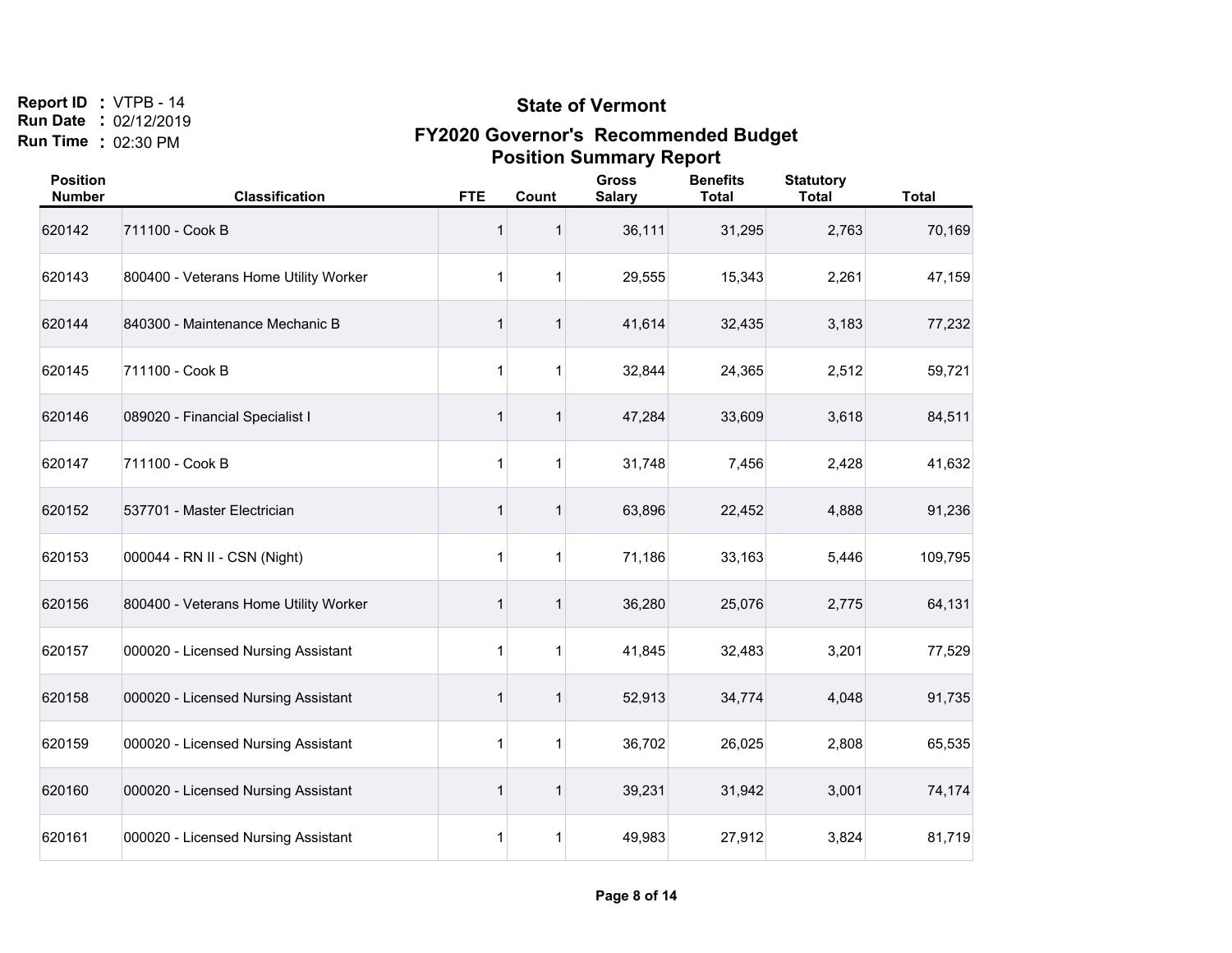Report ID : VTPB - 14
Run Date : 02/12/2019
Run Time : 02:30 PM

# State of Vermont

## FY2020 Governor's Recommended Budget
## Position Summary Report

| Position Number | Classification | FTE | Count | Gross Salary | Benefits Total | Statutory Total | Total |
|---|---|---|---|---|---|---|---|
| 620142 | 711100 - Cook B | 1 | 1 | 36,111 | 31,295 | 2,763 | 70,169 |
| 620143 | 800400 - Veterans Home Utility Worker | 1 | 1 | 29,555 | 15,343 | 2,261 | 47,159 |
| 620144 | 840300 - Maintenance Mechanic B | 1 | 1 | 41,614 | 32,435 | 3,183 | 77,232 |
| 620145 | 711100 - Cook B | 1 | 1 | 32,844 | 24,365 | 2,512 | 59,721 |
| 620146 | 089020 - Financial Specialist I | 1 | 1 | 47,284 | 33,609 | 3,618 | 84,511 |
| 620147 | 711100 - Cook B | 1 | 1 | 31,748 | 7,456 | 2,428 | 41,632 |
| 620152 | 537701 - Master Electrician | 1 | 1 | 63,896 | 22,452 | 4,888 | 91,236 |
| 620153 | 000044 - RN II - CSN (Night) | 1 | 1 | 71,186 | 33,163 | 5,446 | 109,795 |
| 620156 | 800400 - Veterans Home Utility Worker | 1 | 1 | 36,280 | 25,076 | 2,775 | 64,131 |
| 620157 | 000020 - Licensed Nursing Assistant | 1 | 1 | 41,845 | 32,483 | 3,201 | 77,529 |
| 620158 | 000020 - Licensed Nursing Assistant | 1 | 1 | 52,913 | 34,774 | 4,048 | 91,735 |
| 620159 | 000020 - Licensed Nursing Assistant | 1 | 1 | 36,702 | 26,025 | 2,808 | 65,535 |
| 620160 | 000020 - Licensed Nursing Assistant | 1 | 1 | 39,231 | 31,942 | 3,001 | 74,174 |
| 620161 | 000020 - Licensed Nursing Assistant | 1 | 1 | 49,983 | 27,912 | 3,824 | 81,719 |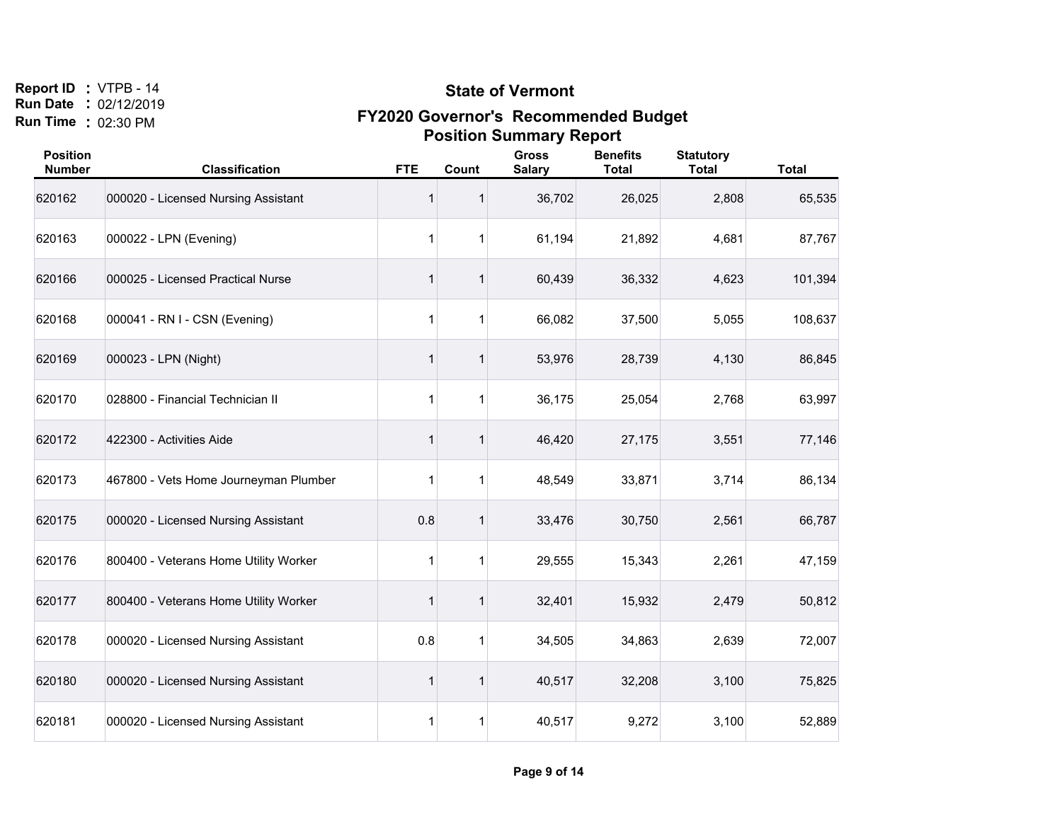Report ID : VTPB - 14
Run Date : 02/12/2019
Run Time : 02:30 PM

# State of Vermont

## FY2020 Governor's Recommended Budget

## Position Summary Report

| Position Number | Classification | FTE | Count | Gross Salary | Benefits Total | Statutory Total | Total |
|---|---|---|---|---|---|---|---|
| 620162 | 000020 - Licensed Nursing Assistant | 1 | 1 | 36,702 | 26,025 | 2,808 | 65,535 |
| 620163 | 000022 - LPN (Evening) | 1 | 1 | 61,194 | 21,892 | 4,681 | 87,767 |
| 620166 | 000025 - Licensed Practical Nurse | 1 | 1 | 60,439 | 36,332 | 4,623 | 101,394 |
| 620168 | 000041 - RN I - CSN (Evening) | 1 | 1 | 66,082 | 37,500 | 5,055 | 108,637 |
| 620169 | 000023 - LPN (Night) | 1 | 1 | 53,976 | 28,739 | 4,130 | 86,845 |
| 620170 | 028800 - Financial Technician II | 1 | 1 | 36,175 | 25,054 | 2,768 | 63,997 |
| 620172 | 422300 - Activities Aide | 1 | 1 | 46,420 | 27,175 | 3,551 | 77,146 |
| 620173 | 467800 - Vets Home Journeyman Plumber | 1 | 1 | 48,549 | 33,871 | 3,714 | 86,134 |
| 620175 | 000020 - Licensed Nursing Assistant | 0.8 | 1 | 33,476 | 30,750 | 2,561 | 66,787 |
| 620176 | 800400 - Veterans Home Utility Worker | 1 | 1 | 29,555 | 15,343 | 2,261 | 47,159 |
| 620177 | 800400 - Veterans Home Utility Worker | 1 | 1 | 32,401 | 15,932 | 2,479 | 50,812 |
| 620178 | 000020 - Licensed Nursing Assistant | 0.8 | 1 | 34,505 | 34,863 | 2,639 | 72,007 |
| 620180 | 000020 - Licensed Nursing Assistant | 1 | 1 | 40,517 | 32,208 | 3,100 | 75,825 |
| 620181 | 000020 - Licensed Nursing Assistant | 1 | 1 | 40,517 | 9,272 | 3,100 | 52,889 |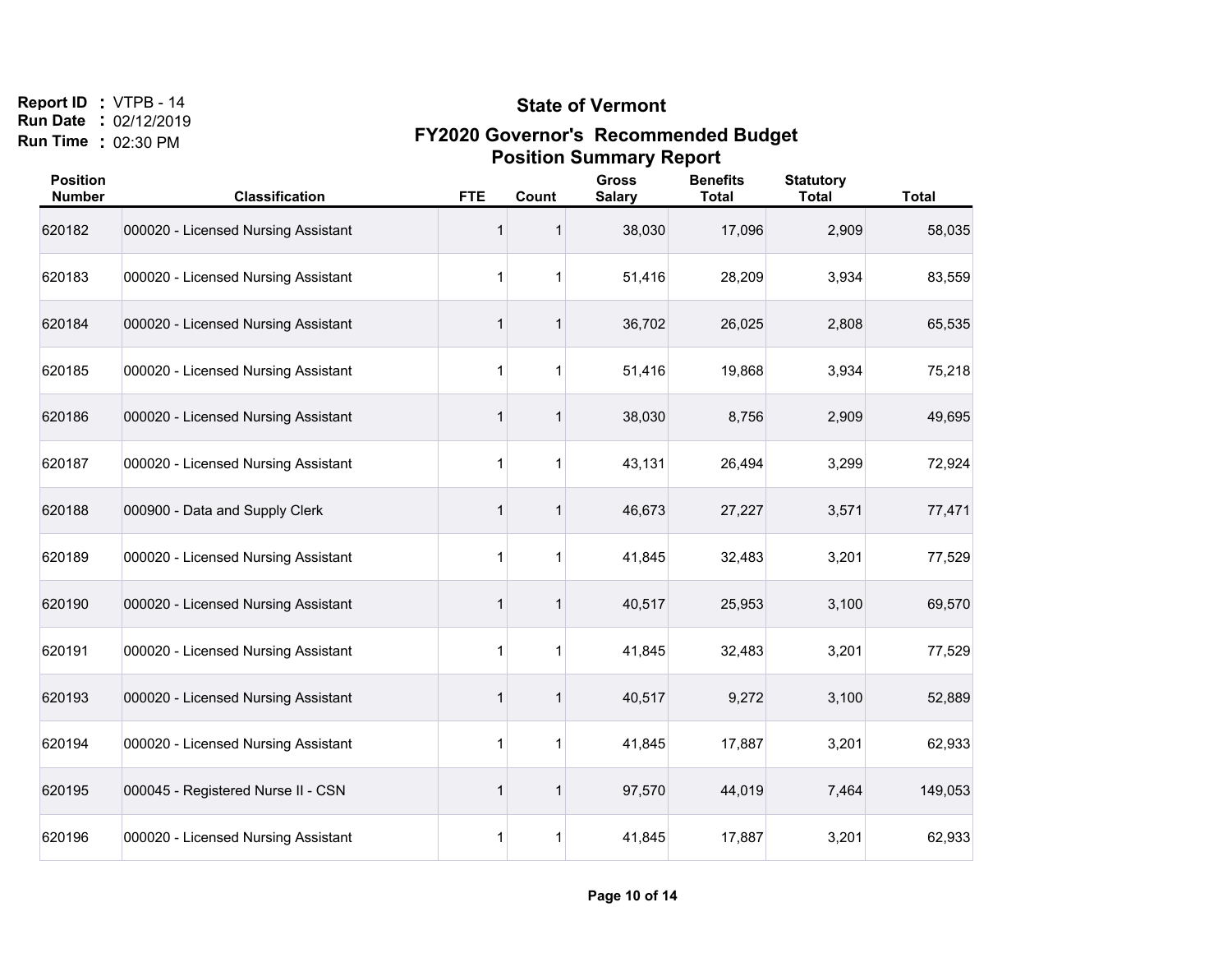Report ID : VTPB - 14
Run Date : 02/12/2019
Run Time : 02:30 PM

# State of Vermont

## FY2020 Governor's Recommended Budget

## Position Summary Report

| Position Number | Classification | FTE | Count | Gross Salary | Benefits Total | Statutory Total | Total |
|---|---|---|---|---|---|---|---|
| 620182 | 000020 - Licensed Nursing Assistant | 1 | 1 | 38,030 | 17,096 | 2,909 | 58,035 |
| 620183 | 000020 - Licensed Nursing Assistant | 1 | 1 | 51,416 | 28,209 | 3,934 | 83,559 |
| 620184 | 000020 - Licensed Nursing Assistant | 1 | 1 | 36,702 | 26,025 | 2,808 | 65,535 |
| 620185 | 000020 - Licensed Nursing Assistant | 1 | 1 | 51,416 | 19,868 | 3,934 | 75,218 |
| 620186 | 000020 - Licensed Nursing Assistant | 1 | 1 | 38,030 | 8,756 | 2,909 | 49,695 |
| 620187 | 000020 - Licensed Nursing Assistant | 1 | 1 | 43,131 | 26,494 | 3,299 | 72,924 |
| 620188 | 000900 - Data and Supply Clerk | 1 | 1 | 46,673 | 27,227 | 3,571 | 77,471 |
| 620189 | 000020 - Licensed Nursing Assistant | 1 | 1 | 41,845 | 32,483 | 3,201 | 77,529 |
| 620190 | 000020 - Licensed Nursing Assistant | 1 | 1 | 40,517 | 25,953 | 3,100 | 69,570 |
| 620191 | 000020 - Licensed Nursing Assistant | 1 | 1 | 41,845 | 32,483 | 3,201 | 77,529 |
| 620193 | 000020 - Licensed Nursing Assistant | 1 | 1 | 40,517 | 9,272 | 3,100 | 52,889 |
| 620194 | 000020 - Licensed Nursing Assistant | 1 | 1 | 41,845 | 17,887 | 3,201 | 62,933 |
| 620195 | 000045 - Registered Nurse II - CSN | 1 | 1 | 97,570 | 44,019 | 7,464 | 149,053 |
| 620196 | 000020 - Licensed Nursing Assistant | 1 | 1 | 41,845 | 17,887 | 3,201 | 62,933 |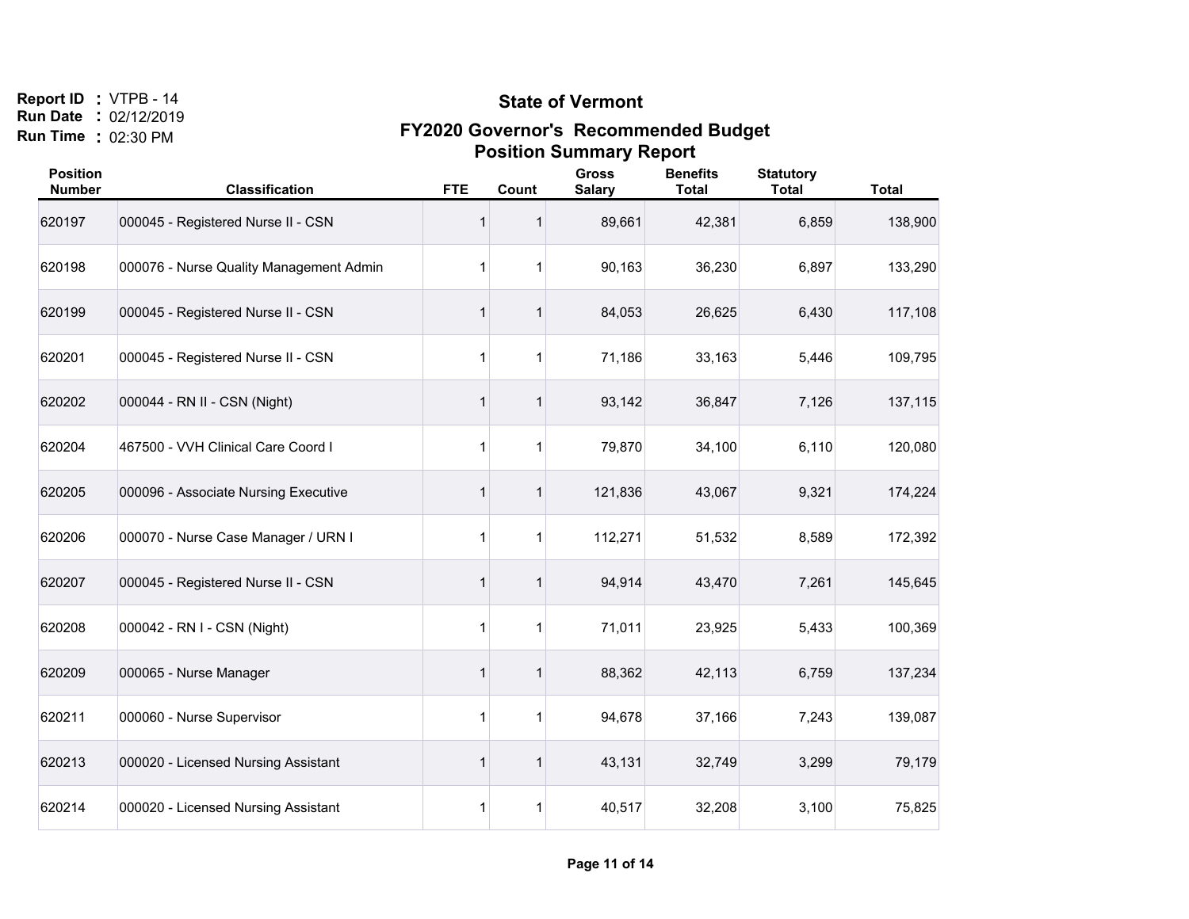Report ID : VTPB - 14
Run Date : 02/12/2019
Run Time : 02:30 PM

# State of Vermont

## FY2020 Governor's Recommended Budget
## Position Summary Report

| Position Number | Classification | FTE | Count | Gross Salary | Benefits Total | Statutory Total | Total |
|---|---|---|---|---|---|---|---|
| 620197 | 000045 - Registered Nurse II - CSN | 1 | 1 | 89,661 | 42,381 | 6,859 | 138,900 |
| 620198 | 000076 - Nurse Quality Management Admin | 1 | 1 | 90,163 | 36,230 | 6,897 | 133,290 |
| 620199 | 000045 - Registered Nurse II - CSN | 1 | 1 | 84,053 | 26,625 | 6,430 | 117,108 |
| 620201 | 000045 - Registered Nurse II - CSN | 1 | 1 | 71,186 | 33,163 | 5,446 | 109,795 |
| 620202 | 000044 - RN II - CSN (Night) | 1 | 1 | 93,142 | 36,847 | 7,126 | 137,115 |
| 620204 | 467500 - VVH Clinical Care Coord I | 1 | 1 | 79,870 | 34,100 | 6,110 | 120,080 |
| 620205 | 000096 - Associate Nursing Executive | 1 | 1 | 121,836 | 43,067 | 9,321 | 174,224 |
| 620206 | 000070 - Nurse Case Manager / URN I | 1 | 1 | 112,271 | 51,532 | 8,589 | 172,392 |
| 620207 | 000045 - Registered Nurse II - CSN | 1 | 1 | 94,914 | 43,470 | 7,261 | 145,645 |
| 620208 | 000042 - RN I - CSN (Night) | 1 | 1 | 71,011 | 23,925 | 5,433 | 100,369 |
| 620209 | 000065 - Nurse Manager | 1 | 1 | 88,362 | 42,113 | 6,759 | 137,234 |
| 620211 | 000060 - Nurse Supervisor | 1 | 1 | 94,678 | 37,166 | 7,243 | 139,087 |
| 620213 | 000020 - Licensed Nursing Assistant | 1 | 1 | 43,131 | 32,749 | 3,299 | 79,179 |
| 620214 | 000020 - Licensed Nursing Assistant | 1 | 1 | 40,517 | 32,208 | 3,100 | 75,825 |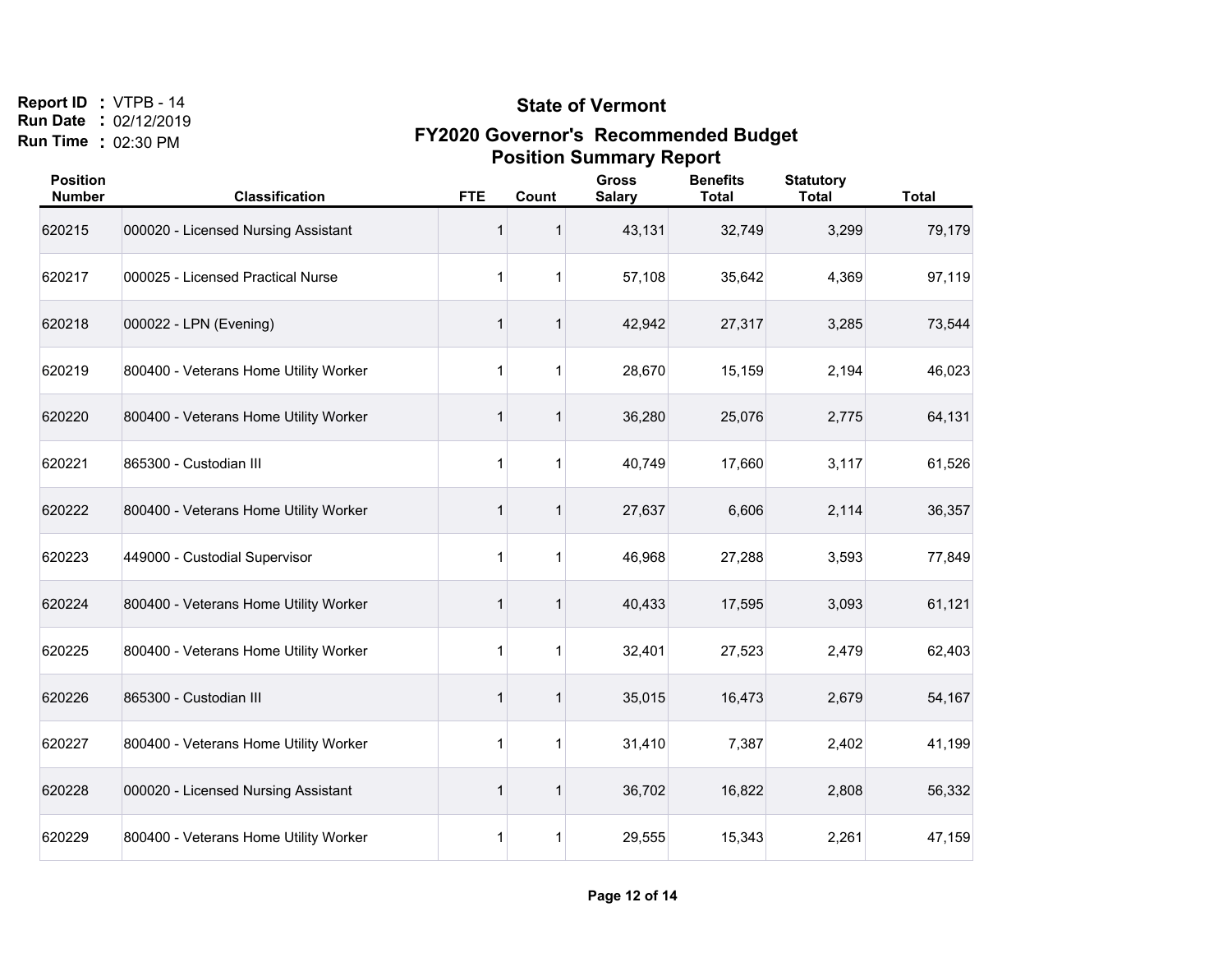Report ID : VTPB - 14
Run Date : 02/12/2019
Run Time : 02:30 PM

# State of Vermont

## FY2020 Governor's Recommended Budget

## Position Summary Report

| Position Number | Classification | FTE | Count | Gross Salary | Benefits Total | Statutory Total | Total |
|---|---|---|---|---|---|---|---|
| 620215 | 000020 - Licensed Nursing Assistant | 1 | 1 | 43,131 | 32,749 | 3,299 | 79,179 |
| 620217 | 000025 - Licensed Practical Nurse | 1 | 1 | 57,108 | 35,642 | 4,369 | 97,119 |
| 620218 | 000022 - LPN (Evening) | 1 | 1 | 42,942 | 27,317 | 3,285 | 73,544 |
| 620219 | 800400 - Veterans Home Utility Worker | 1 | 1 | 28,670 | 15,159 | 2,194 | 46,023 |
| 620220 | 800400 - Veterans Home Utility Worker | 1 | 1 | 36,280 | 25,076 | 2,775 | 64,131 |
| 620221 | 865300 - Custodian III | 1 | 1 | 40,749 | 17,660 | 3,117 | 61,526 |
| 620222 | 800400 - Veterans Home Utility Worker | 1 | 1 | 27,637 | 6,606 | 2,114 | 36,357 |
| 620223 | 449000 - Custodial Supervisor | 1 | 1 | 46,968 | 27,288 | 3,593 | 77,849 |
| 620224 | 800400 - Veterans Home Utility Worker | 1 | 1 | 40,433 | 17,595 | 3,093 | 61,121 |
| 620225 | 800400 - Veterans Home Utility Worker | 1 | 1 | 32,401 | 27,523 | 2,479 | 62,403 |
| 620226 | 865300 - Custodian III | 1 | 1 | 35,015 | 16,473 | 2,679 | 54,167 |
| 620227 | 800400 - Veterans Home Utility Worker | 1 | 1 | 31,410 | 7,387 | 2,402 | 41,199 |
| 620228 | 000020 - Licensed Nursing Assistant | 1 | 1 | 36,702 | 16,822 | 2,808 | 56,332 |
| 620229 | 800400 - Veterans Home Utility Worker | 1 | 1 | 29,555 | 15,343 | 2,261 | 47,159 |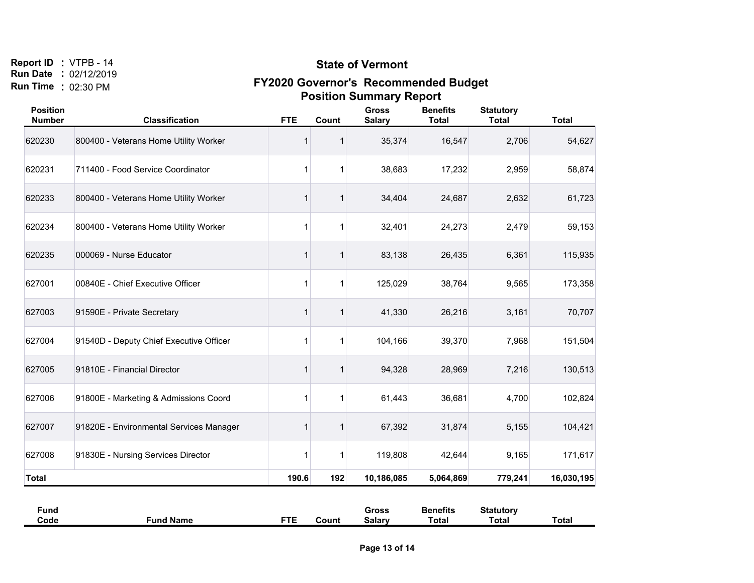Report ID : VTPB - 14
Run Date : 02/12/2019
Run Time : 02:30 PM

# State of Vermont

## FY2020 Governor's Recommended Budget

## Position Summary Report

| Position Number | Classification | FTE | Count | Gross Salary | Benefits Total | Statutory Total | Total |
|---|---|---|---|---|---|---|---|
| 620230 | 800400 - Veterans Home Utility Worker | 1 | 1 | 35,374 | 16,547 | 2,706 | 54,627 |
| 620231 | 711400 - Food Service Coordinator | 1 | 1 | 38,683 | 17,232 | 2,959 | 58,874 |
| 620233 | 800400 - Veterans Home Utility Worker | 1 | 1 | 34,404 | 24,687 | 2,632 | 61,723 |
| 620234 | 800400 - Veterans Home Utility Worker | 1 | 1 | 32,401 | 24,273 | 2,479 | 59,153 |
| 620235 | 000069 - Nurse Educator | 1 | 1 | 83,138 | 26,435 | 6,361 | 115,935 |
| 627001 | 00840E - Chief Executive Officer | 1 | 1 | 125,029 | 38,764 | 9,565 | 173,358 |
| 627003 | 91590E - Private Secretary | 1 | 1 | 41,330 | 26,216 | 3,161 | 70,707 |
| 627004 | 91540D - Deputy Chief Executive Officer | 1 | 1 | 104,166 | 39,370 | 7,968 | 151,504 |
| 627005 | 91810E - Financial Director | 1 | 1 | 94,328 | 28,969 | 7,216 | 130,513 |
| 627006 | 91800E - Marketing & Admissions Coord | 1 | 1 | 61,443 | 36,681 | 4,700 | 102,824 |
| 627007 | 91820E - Environmental Services Manager | 1 | 1 | 67,392 | 31,874 | 5,155 | 104,421 |
| 627008 | 91830E - Nursing Services Director | 1 | 1 | 119,808 | 42,644 | 9,165 | 171,617 |
| **Total** | | **190.6** | **192** | **10,186,085** | **5,064,869** | **779,241** | **16,030,195** |

| Fund Code | Fund Name | FTE | Count | Gross Salary | Benefits Total | Statutory Total | Total |
|---|---|---|---|---|---|---|---|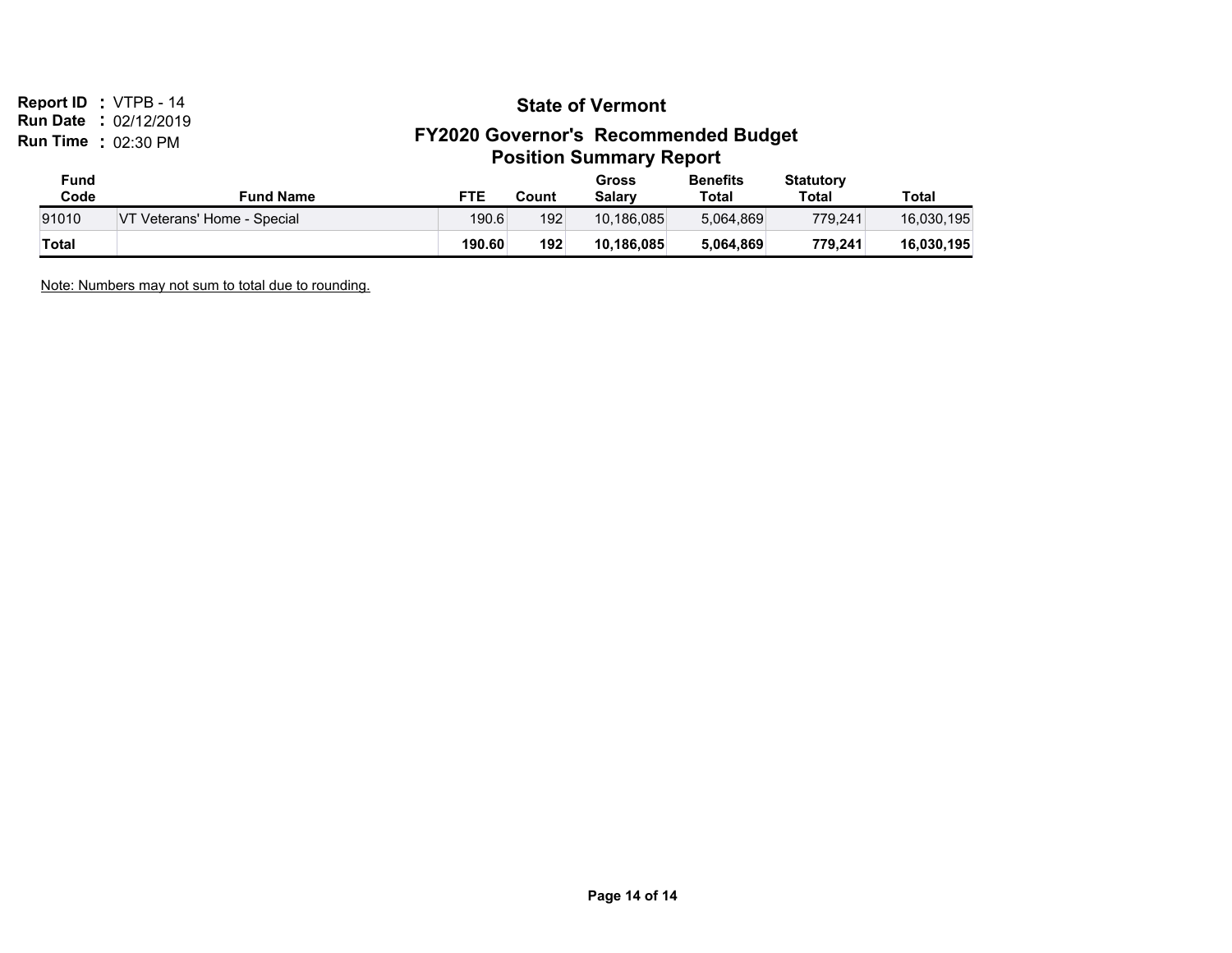**Report ID :** VTPB - 14
**Run Date :** 02/12/2019
**Run Time :** 02:30 PM

# State of Vermont

## FY2020 Governor's Recommended Budget
## Position Summary Report

| Fund Code | Fund Name | FTE | Count | Gross Salary | Benefits Total | Statutory Total | Total |
|---|---|---|---|---|---|---|---|
| 91010 | VT Veterans' Home - Special | 190.6 | 192 | 10,186,085 | 5,064,869 | 779,241 | 16,030,195 |
| **Total** | | **190.60** | **192** | **10,186,085** | **5,064,869** | **779,241** | **16,030,195** |

Note: Numbers may not sum to total due to rounding.